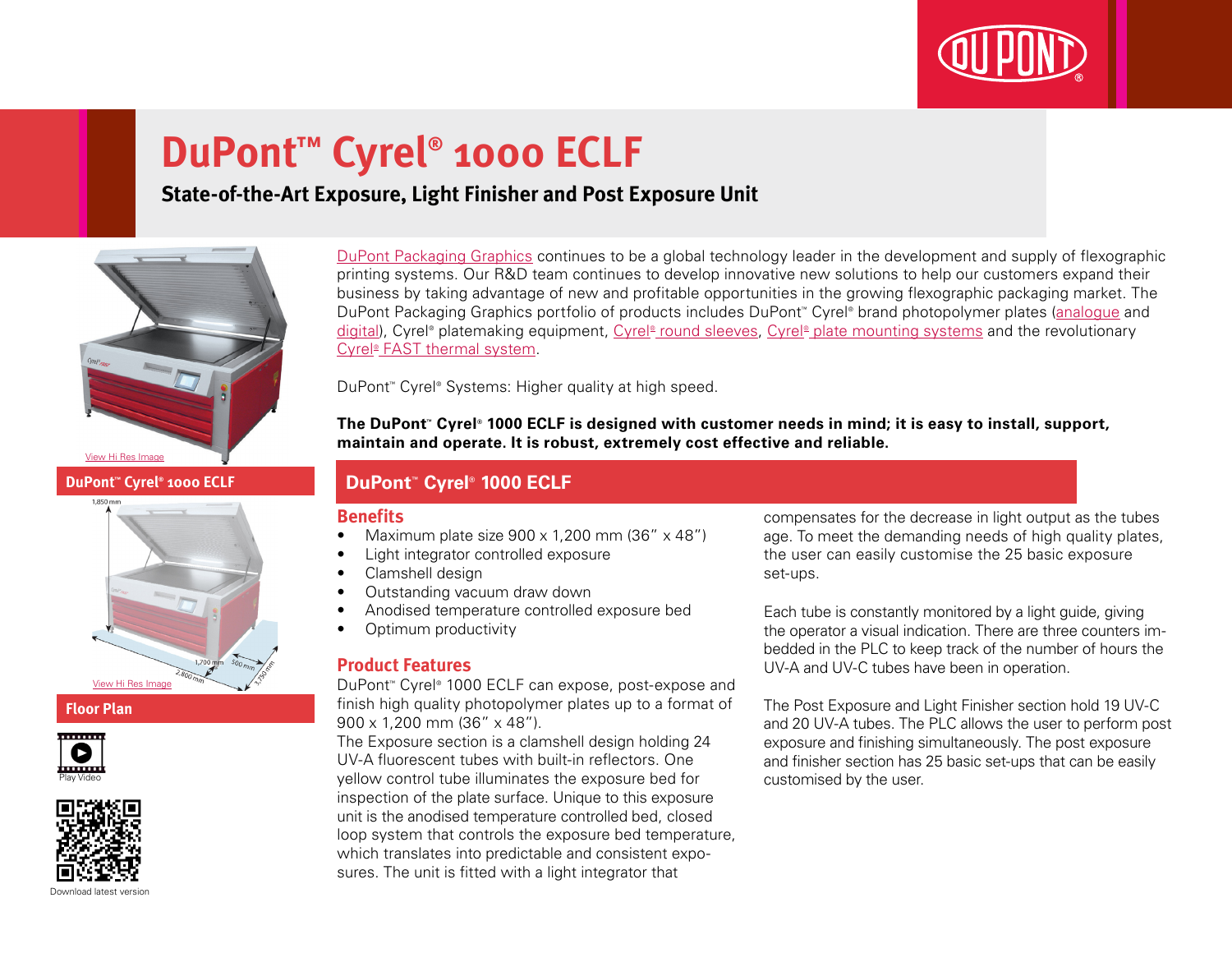# DuPont™ Cyrel® 1000 ECLF

## State-of-the-Art Exposure, Light Finisher and Post Exposure Unit

View Hi Res Image

**DuPont™ Cyrel® 1000 ECLF**

1,850 mm

1,700 mm 500 mm

2,800 mm 3,750 mm

View Hi Res Image

**Floor Plan**

Play Video

Download latest version

DuPont Packaging Graphics continues to be a global technology leader in the development and supply of flexographic printing systems. Our R&D team continues to develop innovative new solutions to help our customers expand their business by taking advantage of new and profitable opportunities in the growing flexographic packaging market. The DuPont Packaging Graphics portfolio of products includes DuPont™ Cyrel® brand photopolymer plates (analogue and digital), Cyrel® platemaking equipment, Cyrel® round sleeves, Cyrel® plate mounting systems and the revolutionary Cyrel® FAST thermal system.

DuPont™ Cyrel® Systems: Higher quality at high speed.

**The DuPont™ Cyrel® 1000 ECLF is designed with customer needs in mind; it is easy to install, support, maintain and operate. It is robust, extremely cost effective and reliable.**

## DuPont™ Cyrel® 1000 ECLF

### Benefits

- Maximum plate size 900 x 1,200 mm (36” x 48”)
- Light integrator controlled exposure
- Clamshell design
- Outstanding vacuum draw down
- Anodised temperature controlled exposure bed
- Optimum productivity

### Product Features

DuPont™ Cyrel® 1000 ECLF can expose, post-expose and finish high quality photopolymer plates up to a format of 900 x 1,200 mm (36” x 48”).

The Exposure section is a clamshell design holding 24 UV-A fluorescent tubes with built-in reflectors. One yellow control tube illuminates the exposure bed for inspection of the plate surface. Unique to this exposure unit is the anodised temperature controlled bed, closed loop system that controls the exposure bed temperature, which translates into predictable and consistent exposures. The unit is fitted with a light integrator that compensates for the decrease in light output as the tubes age. To meet the demanding needs of high quality plates, the user can easily customise the 25 basic exposure set-ups.

Each tube is constantly monitored by a light guide, giving the operator a visual indication. There are three counters imbedded in the PLC to keep track of the number of hours the UV-A and UV-C tubes have been in operation.

The Post Exposure and Light Finisher section hold 19 UV-C and 20 UV-A tubes. The PLC allows the user to perform post exposure and finishing simultaneously. The post exposure and finisher section has 25 basic set-ups that can be easily customised by the user.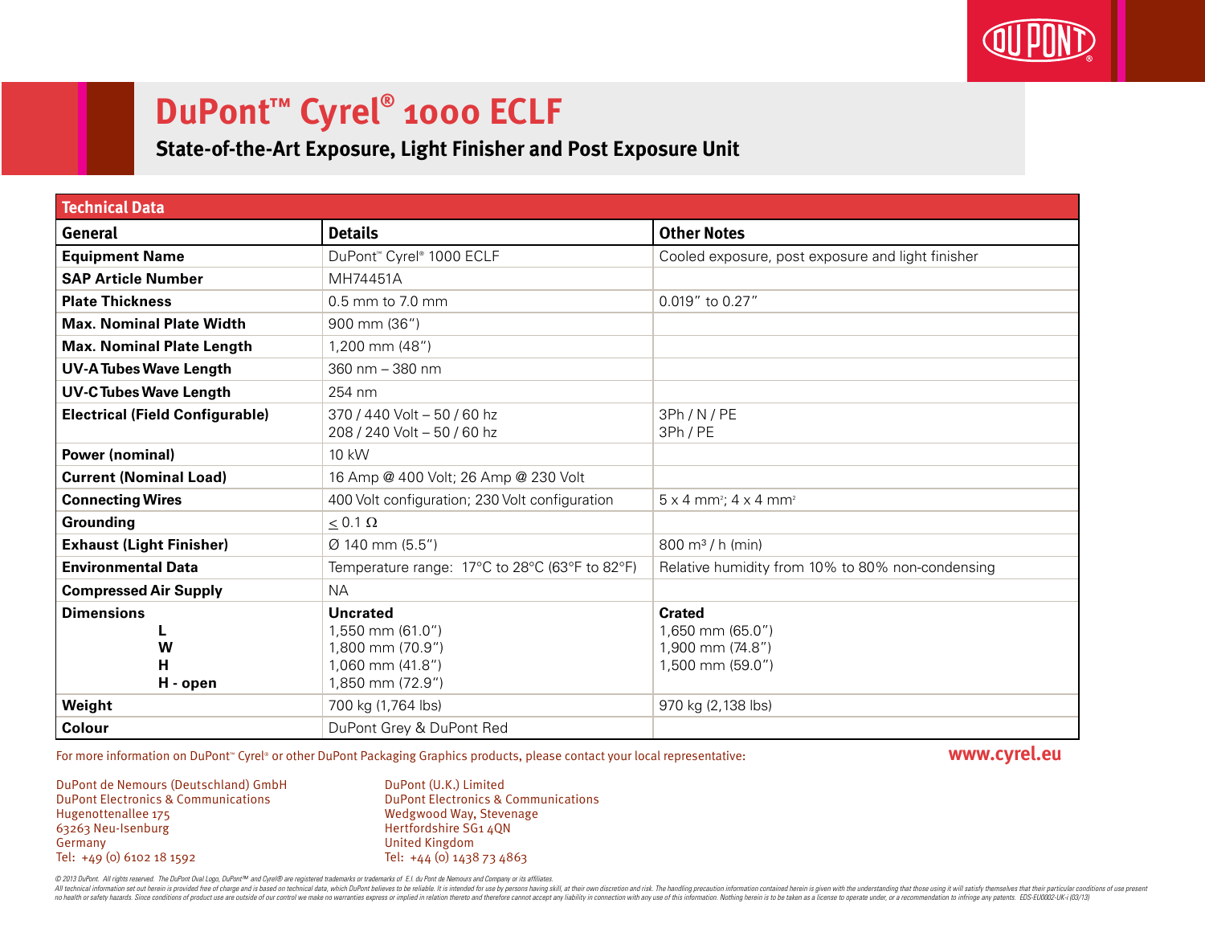# DuPont™ Cyrel® 1000 ECLF

## State-of-the-Art Exposure, Light Finisher and Post Exposure Unit

| Technical Data | | |
|---|---|---|
| **General** | **Details** | **Other Notes** |
| **Equipment Name** | DuPont™ Cyrel® 1000 ECLF | Cooled exposure, post exposure and light finisher |
| **SAP Article Number** | MH74451A | |
| **Plate Thickness** | 0.5 mm to 7.0 mm | 0.019" to 0.27" |
| **Max. Nominal Plate Width** | 900 mm (36") | |
| **Max. Nominal Plate Length** | 1,200 mm (48") | |
| **UV-A Tubes Wave Length** | 360 nm – 380 nm | |
| **UV-C Tubes Wave Length** | 254 nm | |
| **Electrical (Field Configurable)** | 370 / 440 Volt – 50 / 60 hz<br>208 / 240 Volt – 50 / 60 hz | 3Ph / N / PE<br>3Ph / PE |
| **Power (nominal)** | 10 kW | |
| **Current (Nominal Load)** | 16 Amp @ 400 Volt; 26 Amp @ 230 Volt | |
| **Connecting Wires** | 400 Volt configuration; 230 Volt configuration | 5 x 4 $mm^2$; 4 x 4 $mm^2$ |
| **Grounding** | $\leq 0.1\ \Omega$ | |
| **Exhaust (Light Finisher)** | Ø 140 mm (5.5") | 800 $m^3$ / h (min) |
| **Environmental Data** | Temperature range: 17°C to 28°C (63°F to 82°F) | Relative humidity from 10% to 80% non-condensing |
| **Compressed Air Supply** | NA | |
| **Dimensions** | **Uncrated** | **Crated** |
| **L** | 1,550 mm (61.0") | 1,650 mm (65.0") |
| **W** | 1,800 mm (70.9") | 1,900 mm (74.8") |
| **H** | 1,060 mm (41.8") | 1,500 mm (59.0") |
| **H - open** | 1,850 mm (72.9") | |
| **Weight** | 700 kg (1,764 lbs) | 970 kg (2,138 lbs) |
| **Colour** | DuPont Grey & DuPont Red | |

For more information on DuPont™ Cyrel® or other DuPont Packaging Graphics products, please contact your local representative:

**www.cyrel.eu**

DuPont de Nemours (Deutschland) GmbH
DuPont Electronics & Communications
Hugenottenallee 175
63263 Neu-Isenburg
Germany
Tel: +49 (0) 6102 18 1592

DuPont (U.K.) Limited
DuPont Electronics & Communications
Wedgwood Way, Stevenage
Hertfordshire SG1 4QN
United Kingdom
Tel: +44 (0) 1438 73 4863

© 2013 DuPont. All rights reserved. The DuPont Oval Logo, DuPont™ and Cyrel® are registered trademarks or trademarks of E.I. du Pont de Nemours and Company or its affiliates.
All technical information set out herein is provided free of charge and is based on technical data, which DuPont believes to be reliable. It is intended for use by persons having skill, at their own discretion and risk. The handling precaution information contained herein is given with the understanding that those using it will satisfy themselves that their particular conditions of use present no health or safety hazards. Since conditions of product use are outside of our control we make no warranties express or implied in relation thereto and therefore cannot accept any liability in connection with any use of this information. Nothing herein is to be taken as a license to operate under, or a recommendation to infringe any patents. EDS-EU0002-UK-i (03/13)